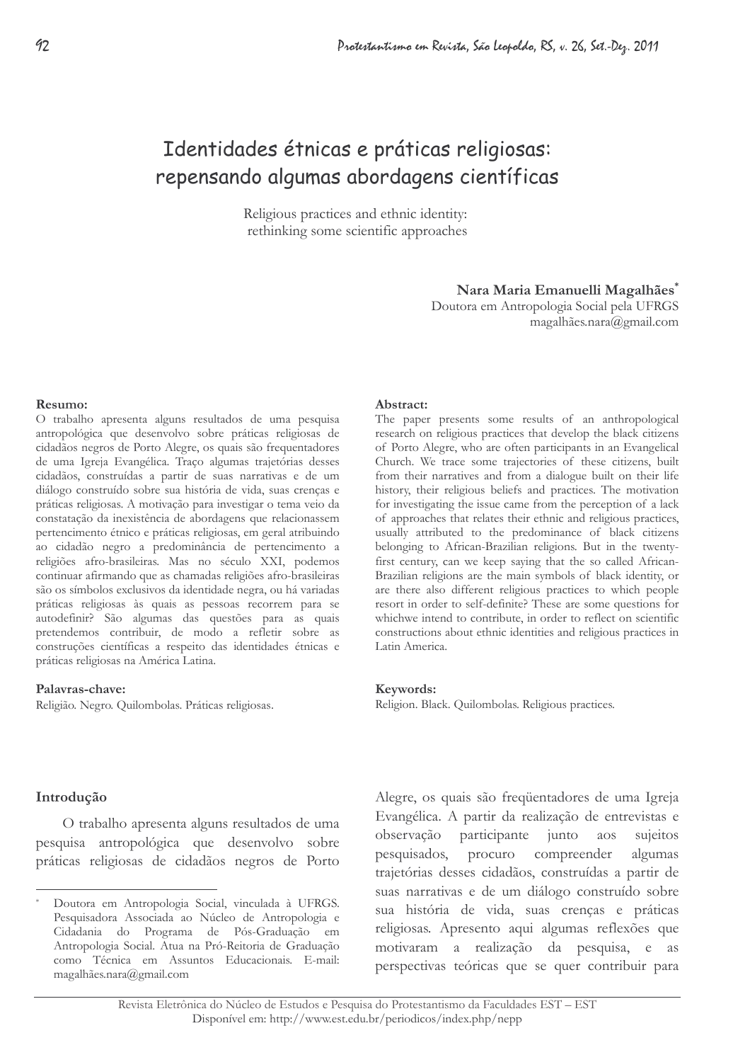# Identidades étnicas e práticas religiosas: repensando algumas abordagens científicas

Religious practices and ethnic identity: rethinking some scientific approaches

**Nara Maria Emanuelli Magalhães***
Doutora em Antropologia Social pela UFRGS
magalhães.nara@gmail.com

**Resumo:**
O trabalho apresenta alguns resultados de uma pesquisa antropológica que desenvolvo sobre práticas religiosas de cidadãos negros de Porto Alegre, os quais são frequentadores de uma Igreja Evangélica. Traço algumas trajetórias desses cidadãos, construídas a partir de suas narrativas e de um diálogo construído sobre sua história de vida, suas crenças e práticas religiosas. A motivação para investigar o tema veio da constatação da inexistência de abordagens que relacionassem pertencimento étnico e práticas religiosas, em geral atribuindo ao cidadão negro a predominância de pertencimento a religiões afro-brasileiras. Mas no século XXI, podemos continuar afirmando que as chamadas religiões afro-brasileiras são os símbolos exclusivos da identidade negra, ou há variadas práticas religiosas às quais as pessoas recorrem para se autodefinir? São algumas das questões para as quais pretendemos contribuir, de modo a refletir sobre as construções científicas a respeito das identidades étnicas e práticas religiosas na América Latina.

**Palavras-chave:**
Religião. Negro. Quilombolas. Práticas religiosas.

**Abstract:**
The paper presents some results of an anthropological research on religious practices that develop the black citizens of Porto Alegre, who are often participants in an Evangelical Church. We trace some trajectories of these citizens, built from their narratives and from a dialogue built on their life history, their religious beliefs and practices. The motivation for investigating the issue came from the perception of a lack of approaches that relates their ethnic and religious practices, usually attributed to the predominance of black citizens belonging to African-Brazilian religions. But in the twenty-first century, can we keep saying that the so called African-Brazilian religions are the main symbols of black identity, or are there also different religious practices to which people resort in order to self-definite? These are some questions for whichwe intend to contribute, in order to reflect on scientific constructions about ethnic identities and religious practices in Latin America.

**Keywords:**
Religion. Black. Quilombolas. Religious practices.

## Introdução

O trabalho apresenta alguns resultados de uma pesquisa antropológica que desenvolvo sobre práticas religiosas de cidadãos negros de Porto Alegre, os quais são freqüentadores de uma Igreja Evangélica. A partir da realização de entrevistas e observação participante junto aos sujeitos pesquisados, procuro compreender algumas trajetórias desses cidadãos, construídas a partir de suas narrativas e de um diálogo construído sobre sua história de vida, suas crenças e práticas religiosas. Apresento aqui algumas reflexões que motivaram a realização da pesquisa, e as perspectivas teóricas que se quer contribuir para

---

* Doutora em Antropologia Social, vinculada à UFRGS. Pesquisadora Associada ao Núcleo de Antropologia e Cidadania do Programa de Pós-Graduação em Antropologia Social. Atua na Pró-Reitoria de Graduação como Técnica em Assuntos Educacionais. E-mail: magalhães.nara@gmail.com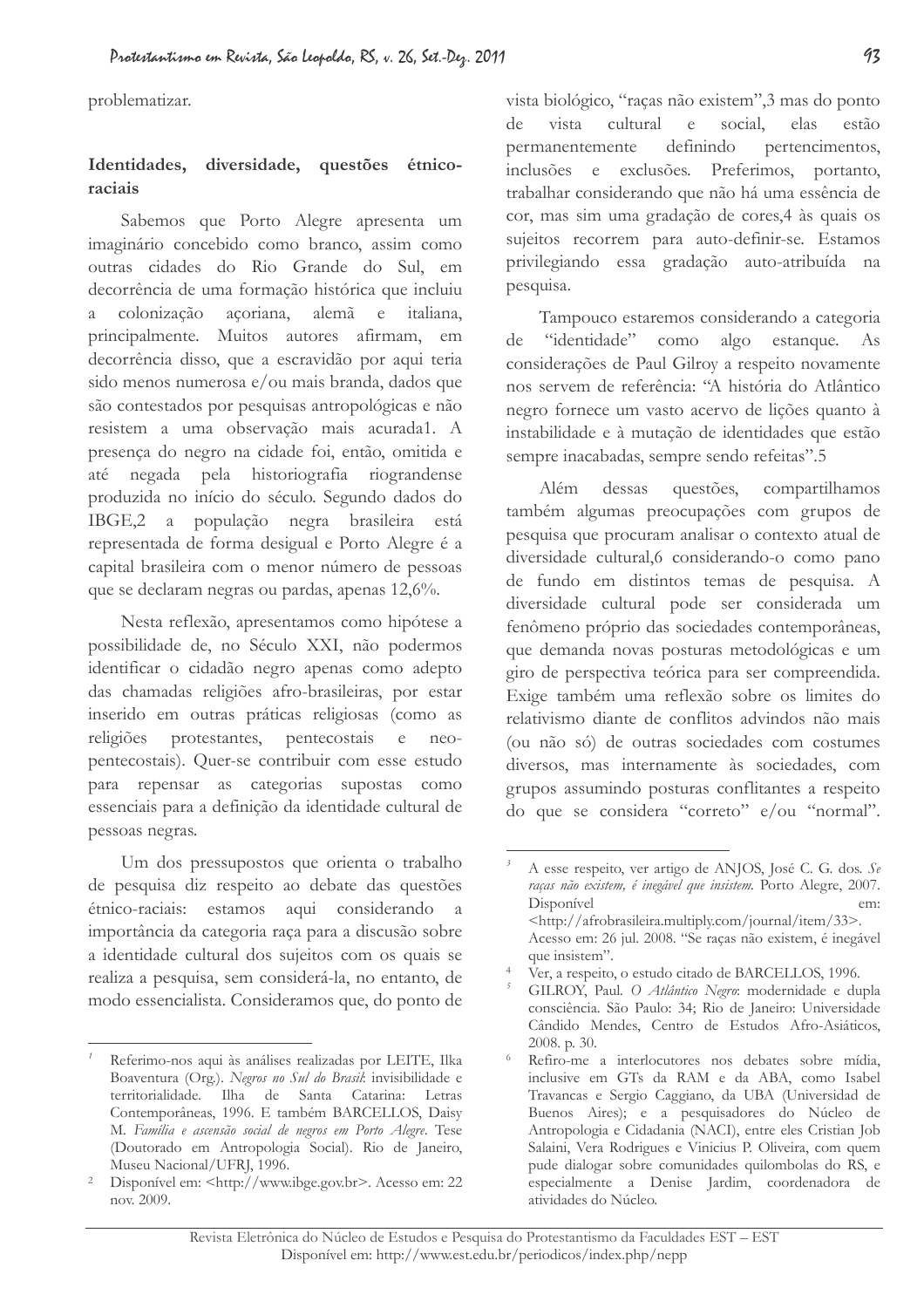problematizar.

## Identidades, diversidade, questões étnico-raciais

Sabemos que Porto Alegre apresenta um imaginário concebido como branco, assim como outras cidades do Rio Grande do Sul, em decorrência de uma formação histórica que incluiu a colonização açoriana, alemã e italiana, principalmente. Muitos autores afirmam, em decorrência disso, que a escravidão por aqui teria sido menos numerosa e/ou mais branda, dados que são contestados por pesquisas antropológicas e não resistem a uma observação mais acurada[1]. A presença do negro na cidade foi, então, omitida e até negada pela historiografia riograndense produzida no início do século. Segundo dados do IBGE,[2] a população negra brasileira está representada de forma desigual e Porto Alegre é a capital brasileira com o menor número de pessoas que se declaram negras ou pardas, apenas 12,6%.

Nesta reflexão, apresentamos como hipótese a possibilidade de, no Século XXI, não podermos identificar o cidadão negro apenas como adepto das chamadas religiões afro-brasileiras, por estar inserido em outras práticas religiosas (como as religiões protestantes, pentecostais e neo-pentecostais). Quer-se contribuir com esse estudo para repensar as categorias supostas como essenciais para a definição da identidade cultural de pessoas negras.

Um dos pressupostos que orienta o trabalho de pesquisa diz respeito ao debate das questões étnico-raciais: estamos aqui considerando a importância da categoria raça para a discusão sobre a identidade cultural dos sujeitos com os quais se realiza a pesquisa, sem considerá-la, no entanto, de modo essencialista. Consideramos que, do ponto de vista biológico, "raças não existem",[3] mas do ponto de vista cultural e social, elas estão permanentemente definindo pertencimentos, inclusões e exclusões. Preferimos, portanto, trabalhar considerando que não há uma essência de cor, mas sim uma gradação de cores,[4] às quais os sujeitos recorrem para auto-definir-se. Estamos privilegiando essa gradação auto-atribuída na pesquisa.

Tampouco estaremos considerando a categoria de "identidade" como algo estanque. As considerações de Paul Gilroy a respeito novamente nos servem de referência: "A história do Atlântico negro fornece um vasto acervo de lições quanto à instabilidade e à mutação de identidades que estão sempre inacabadas, sempre sendo refeitas".[5]

Além dessas questões, compartilhamos também algumas preocupações com grupos de pesquisa que procuram analisar o contexto atual de diversidade cultural,[6] considerando-o como pano de fundo em distintos temas de pesquisa. A diversidade cultural pode ser considerada um fenômeno próprio das sociedades contemporâneas, que demanda novas posturas metodológicas e um giro de perspectiva teórica para ser compreendida. Exige também uma reflexão sobre os limites do relativismo diante de conflitos advindos não mais (ou não só) de outras sociedades com costumes diversos, mas internamente às sociedades, com grupos assumindo posturas conflitantes a respeito do que se considera "correto" e/ou "normal".

---

[1] Referimo-nos aqui às análises realizadas por LEITE, Ilka Boaventura (Org.). *Negros no Sul do Brasil*: invisibilidade e territorialidade. Ilha de Santa Catarina: Letras Contemporâneas, 1996. E também BARCELLOS, Daisy M. *Família e ascensão social de negros em Porto Alegre*. Tese (Doutorado em Antropologia Social). Rio de Janeiro, Museu Nacional/UFRJ, 1996.

[2] Disponível em: <http://www.ibge.gov.br>. Acesso em: 22 nov. 2009.

[3] A esse respeito, ver artigo de ANJOS, José C. G. dos. *Se raças não existem, é inegável que insistem*. Porto Alegre, 2007. Disponível em: <http://afrobrasileira.multiply.com/journal/item/33>. Acesso em: 26 jul. 2008. "Se raças não existem, é inegável que insistem".

[4] Ver, a respeito, o estudo citado de BARCELLOS, 1996.

[5] GILROY, Paul. *O Atlântico Negro*: modernidade e dupla consciência. São Paulo: 34; Rio de Janeiro: Universidade Cândido Mendes, Centro de Estudos Afro-Asiáticos, 2008. p. 30.

[6] Refiro-me a interlocutores nos debates sobre mídia, inclusive em GTs da RAM e da ABA, como Isabel Travancas e Sergio Caggiano, da UBA (Universidad de Buenos Aires); e a pesquisadores do Núcleo de Antropologia e Cidadania (NACI), entre eles Cristian Job Salaini, Vera Rodrigues e Vinicius P. Oliveira, com quem pude dialogar sobre comunidades quilombolas do RS, e especialmente a Denise Jardim, coordenadora de atividades do Núcleo.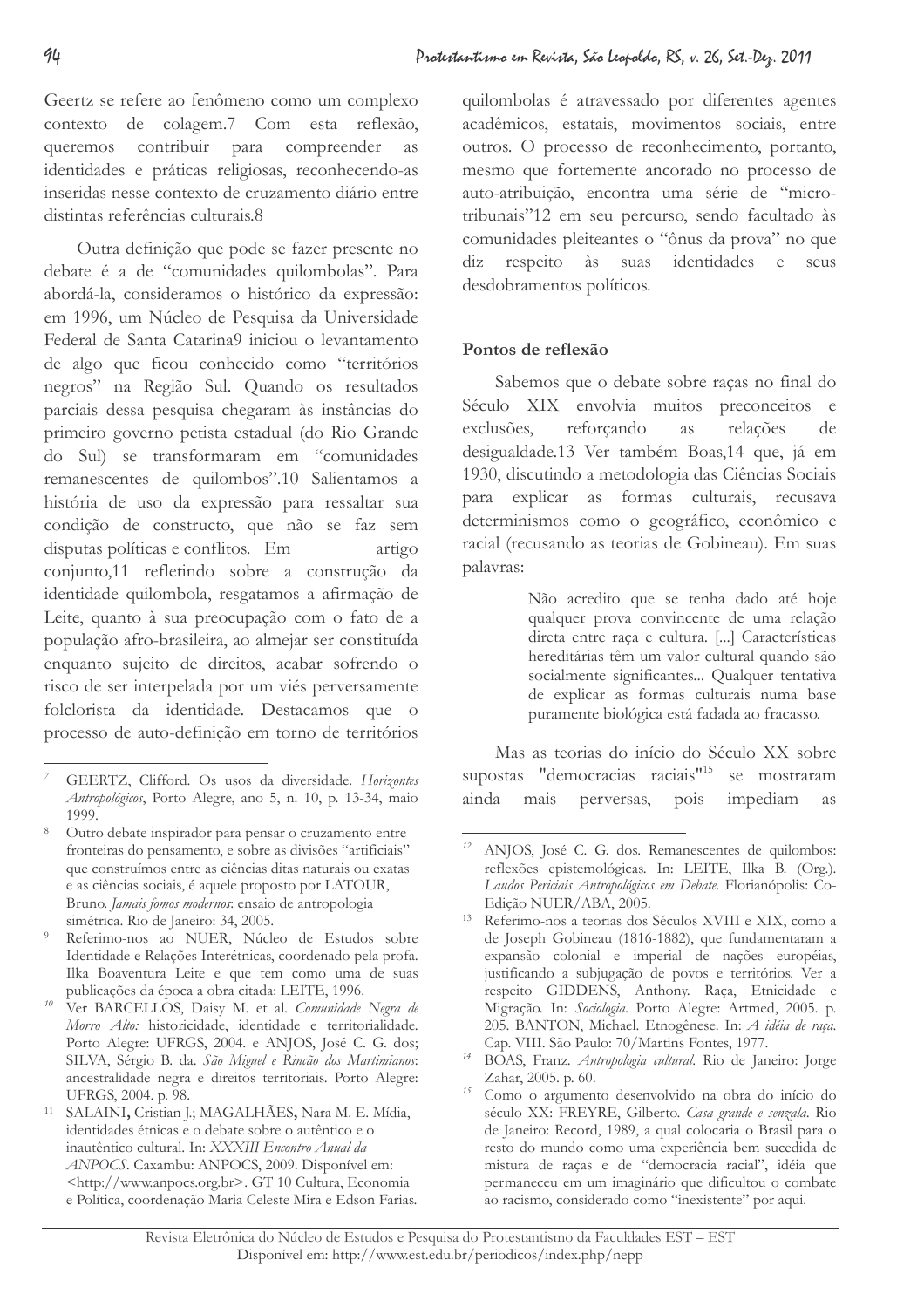Geertz se refere ao fenômeno como um complexo contexto de colagem.7 Com esta reflexão, queremos contribuir para compreender as identidades e práticas religiosas, reconhecendo-as inseridas nesse contexto de cruzamento diário entre distintas referências culturais.8

Outra definição que pode se fazer presente no debate é a de "comunidades quilombolas". Para abordá-la, consideramos o histórico da expressão: em 1996, um Núcleo de Pesquisa da Universidade Federal de Santa Catarina9 iniciou o levantamento de algo que ficou conhecido como "territórios negros" na Região Sul. Quando os resultados parciais dessa pesquisa chegaram às instâncias do primeiro governo petista estadual (do Rio Grande do Sul) se transformaram em "comunidades remanescentes de quilombos".10 Salientamos a história de uso da expressão para ressaltar sua condição de constructo, que não se faz sem disputas políticas e conflitos. Em artigo conjunto,11 refletindo sobre a construção da identidade quilombola, resgatamos a afirmação de Leite, quanto à sua preocupação com o fato de a população afro-brasileira, ao almejar ser constituída enquanto sujeito de direitos, acabar sofrendo o risco de ser interpelada por um viés perversamente folclorista da identidade. Destacamos que o processo de auto-definição em torno de territórios quilombolas é atravessado por diferentes agentes acadêmicos, estatais, movimentos sociais, entre outros. O processo de reconhecimento, portanto, mesmo que fortemente ancorado no processo de auto-atribuição, encontra uma série de "micro-tribunais"12 em seu percurso, sendo facultado às comunidades pleiteantes o "ônus da prova" no que diz respeito às suas identidades e seus desdobramentos políticos.

## Pontos de reflexão

Sabemos que o debate sobre raças no final do Século XIX envolvia muitos preconceitos e exclusões, reforçando as relações de desigualdade.13 Ver também Boas,14 que, já em 1930, discutindo a metodologia das Ciências Sociais para explicar as formas culturais, recusava determinismos como o geográfico, econômico e racial (recusando as teorias de Gobineau). Em suas palavras:

> Não acredito que se tenha dado até hoje qualquer prova convincente de uma relação direta entre raça e cultura. [...] Características hereditárias têm um valor cultural quando são socialmente significantes... Qualquer tentativa de explicar as formas culturais numa base puramente biológica está fadada ao fracasso.

Mas as teorias do início do Século XX sobre supostas "democracias raciais"[15] se mostraram ainda mais perversas, pois impediam as

---

7 GEERTZ, Clifford. Os usos da diversidade. *Horizontes Antropológicos*, Porto Alegre, ano 5, n. 10, p. 13-34, maio 1999.

8 Outro debate inspirador para pensar o cruzamento entre fronteiras do pensamento, e sobre as divisões "artificiais" que construímos entre as ciências ditas naturais ou exatas e as ciências sociais, é aquele proposto por LATOUR, Bruno. *Jamais fomos modernos*: ensaio de antropologia simétrica. Rio de Janeiro: 34, 2005.

9 Referimo-nos ao NUER, Núcleo de Estudos sobre Identidade e Relações Interétnicas, coordenado pela profa. Ilka Boaventura Leite e que tem como uma de suas publicações da época a obra citada: LEITE, 1996.

10 Ver BARCELLOS, Daisy M. et al. *Comunidade Negra de Morro Alto:* historicidade, identidade e territorialidade. Porto Alegre: UFRGS, 2004. e ANJOS, José C. G. dos; SILVA, Sérgio B. da. *São Miguel e Rincão dos Martimianos*: ancestralidade negra e direitos territoriais. Porto Alegre: UFRGS, 2004. p. 98.

11 SALAINI**,** Cristian J.; MAGALHÃES**,** Nara M. E. Mídia, identidades étnicas e o debate sobre o autêntico e o inautêntico cultural. In: *XXXIII Encontro Anual da ANPOCS*. Caxambu: ANPOCS, 2009. Disponível em: <http://www.anpocs.org.br>. GT 10 Cultura, Economia e Política, coordenação Maria Celeste Mira e Edson Farias.

12 ANJOS, José C. G. dos. Remanescentes de quilombos: reflexões epistemológicas. In: LEITE, Ilka B. (Org.). *Laudos Periciais Antropológicos em Debate*. Florianópolis: Co-Edição NUER/ABA, 2005.

13 Referimo-nos a teorias dos Séculos XVIII e XIX, como a de Joseph Gobineau (1816-1882), que fundamentaram a expansão colonial e imperial de nações européias, justificando a subjugação de povos e territórios. Ver a respeito GIDDENS, Anthony. Raça, Etnicidade e Migração. In: *Sociologia*. Porto Alegre: Artmed, 2005. p. 205. BANTON, Michael. Etnogênese. In: *A idéia de raça*. Cap. VIII. São Paulo: 70/Martins Fontes, 1977.

14 BOAS, Franz. *Antropologia cultural*. Rio de Janeiro: Jorge Zahar, 2005. p. 60.

15 Como o argumento desenvolvido na obra do início do século XX: FREYRE, Gilberto. *Casa grande e senzala*. Rio de Janeiro: Record, 1989, a qual colocaria o Brasil para o resto do mundo como uma experiência bem sucedida de mistura de raças e de "democracia racial", idéia que permaneceu em um imaginário que dificultou o combate ao racismo, considerado como "inexistente" por aqui.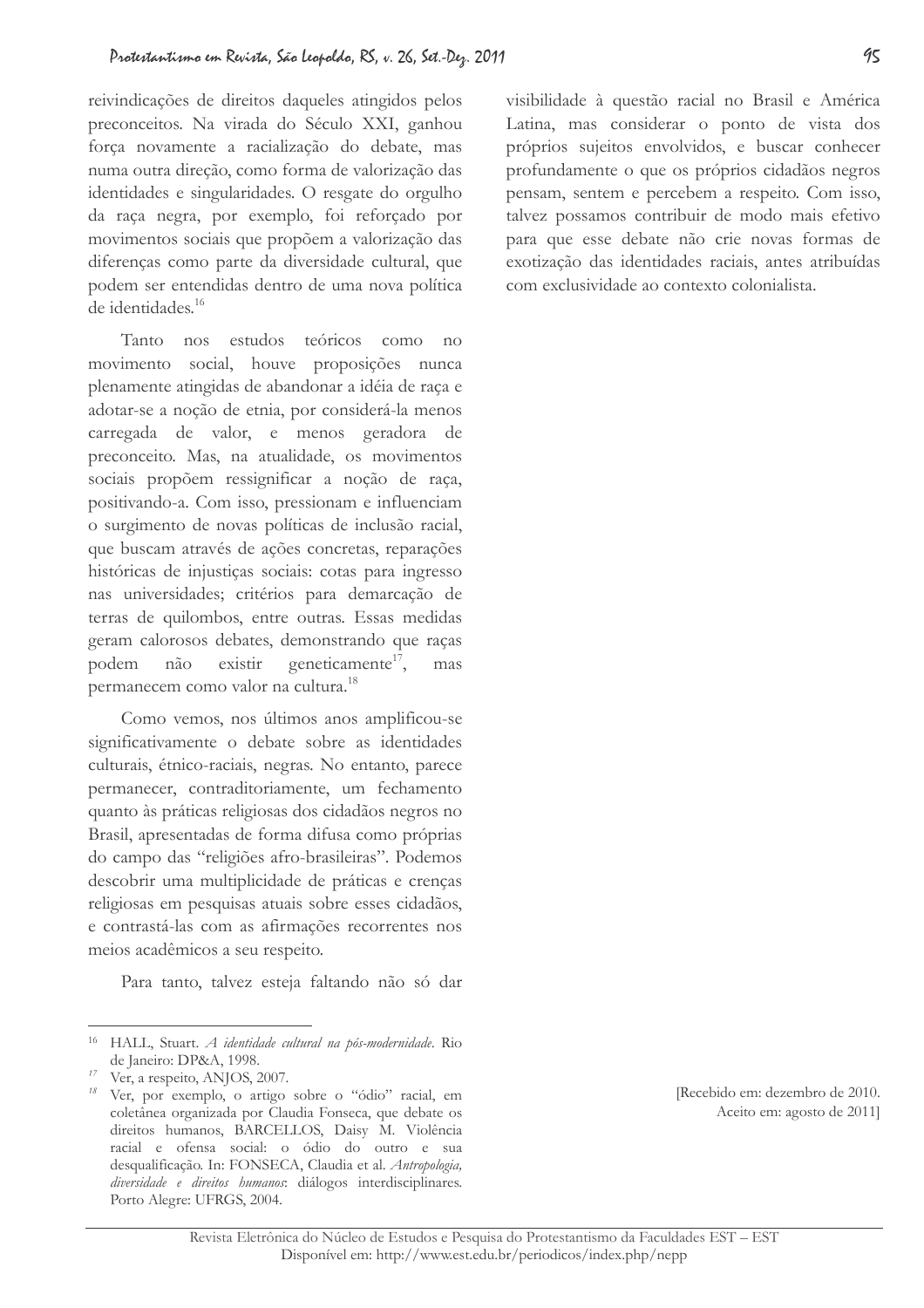reivindicações de direitos daqueles atingidos pelos preconceitos. Na virada do Século XXI, ganhou força novamente a racialização do debate, mas numa outra direção, como forma de valorização das identidades e singularidades. O resgate do orgulho da raça negra, por exemplo, foi reforçado por movimentos sociais que propõem a valorização das diferenças como parte da diversidade cultural, que podem ser entendidas dentro de uma nova política de identidades.[16]

Tanto nos estudos teóricos como no movimento social, houve proposições nunca plenamente atingidas de abandonar a idéia de raça e adotar-se a noção de etnia, por considerá-la menos carregada de valor, e menos geradora de preconceito. Mas, na atualidade, os movimentos sociais propõem ressignificar a noção de raça, positivando-a. Com isso, pressionam e influenciam o surgimento de novas políticas de inclusão racial, que buscam através de ações concretas, reparações históricas de injustiças sociais: cotas para ingresso nas universidades; critérios para demarcação de terras de quilombos, entre outras. Essas medidas geram calorosos debates, demonstrando que raças podem não existir geneticamente[17], mas permanecem como valor na cultura.[18]

Como vemos, nos últimos anos amplificou-se significativamente o debate sobre as identidades culturais, étnico-raciais, negras. No entanto, parece permanecer, contraditoriamente, um fechamento quanto às práticas religiosas dos cidadãos negros no Brasil, apresentadas de forma difusa como próprias do campo das "religiões afro-brasileiras". Podemos descobrir uma multiplicidade de práticas e crenças religiosas em pesquisas atuais sobre esses cidadãos, e contrastá-las com as afirmações recorrentes nos meios acadêmicos a seu respeito.

Para tanto, talvez esteja faltando não só dar visibilidade à questão racial no Brasil e América Latina, mas considerar o ponto de vista dos próprios sujeitos envolvidos, e buscar conhecer profundamente o que os próprios cidadãos negros pensam, sentem e percebem a respeito. Com isso, talvez possamos contribuir de modo mais efetivo para que esse debate não crie novas formas de exotização das identidades raciais, antes atribuídas com exclusividade ao contexto colonialista.

[Recebido em: dezembro de 2010.
Aceito em: agosto de 2011]

---

[16] HALL, Stuart. *A identidade cultural na pós-modernidade*. Rio de Janeiro: DP&A, 1998.

[17] Ver, a respeito, ANJOS, 2007.

[18] Ver, por exemplo, o artigo sobre o "ódio" racial, em coletânea organizada por Claudia Fonseca, que debate os direitos humanos, BARCELLOS, Daisy M. Violência racial e ofensa social: o ódio do outro e sua desqualificação. In: FONSECA, Claudia et al. *Antropologia, diversidade e direitos humanos*: diálogos interdisciplinares. Porto Alegre: UFRGS, 2004.